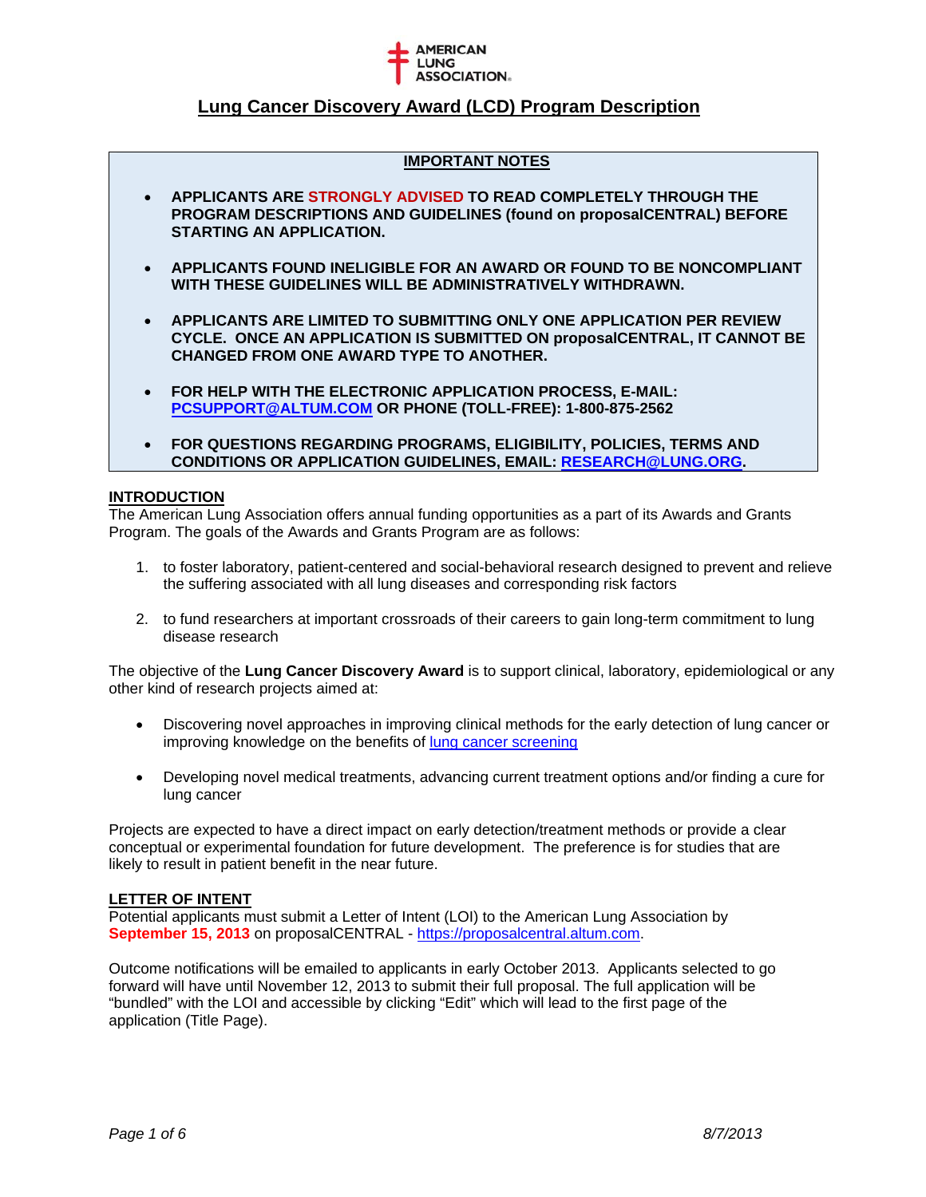AMERICAN LUNG ASSOCIATION

# Lung Cancer Discovery Award (LCD) Program Description

**IMPORTANT NOTES**

- **APPLICANTS ARE STRONGLY ADVISED TO READ COMPLETELY THROUGH THE PROGRAM DESCRIPTIONS AND GUIDELINES (found on proposalCENTRAL) BEFORE STARTING AN APPLICATION.**
- **APPLICANTS FOUND INELIGIBLE FOR AN AWARD OR FOUND TO BE NONCOMPLIANT WITH THESE GUIDELINES WILL BE ADMINISTRATIVELY WITHDRAWN.**
- **APPLICANTS ARE LIMITED TO SUBMITTING ONLY ONE APPLICATION PER REVIEW CYCLE. ONCE AN APPLICATION IS SUBMITTED ON proposalCENTRAL, IT CANNOT BE CHANGED FROM ONE AWARD TYPE TO ANOTHER.**
- **FOR HELP WITH THE ELECTRONIC APPLICATION PROCESS, E-MAIL: PCSUPPORT@ALTUM.COM OR PHONE (TOLL-FREE): 1-800-875-2562**
- **FOR QUESTIONS REGARDING PROGRAMS, ELIGIBILITY, POLICIES, TERMS AND CONDITIONS OR APPLICATION GUIDELINES, EMAIL: RESEARCH@LUNG.ORG.**

## INTRODUCTION

The American Lung Association offers annual funding opportunities as a part of its Awards and Grants Program. The goals of the Awards and Grants Program are as follows:

1. to foster laboratory, patient-centered and social-behavioral research designed to prevent and relieve the suffering associated with all lung diseases and corresponding risk factors
2. to fund researchers at important crossroads of their careers to gain long-term commitment to lung disease research

The objective of the **Lung Cancer Discovery Award** is to support clinical, laboratory, epidemiological or any other kind of research projects aimed at:

- Discovering novel approaches in improving clinical methods for the early detection of lung cancer or improving knowledge on the benefits of lung cancer screening
- Developing novel medical treatments, advancing current treatment options and/or finding a cure for lung cancer

Projects are expected to have a direct impact on early detection/treatment methods or provide a clear conceptual or experimental foundation for future development. The preference is for studies that are likely to result in patient benefit in the near future.

## LETTER OF INTENT

Potential applicants must submit a Letter of Intent (LOI) to the American Lung Association by **September 15, 2013** on proposalCENTRAL - https://proposalcentral.altum.com.

Outcome notifications will be emailed to applicants in early October 2013. Applicants selected to go forward will have until November 12, 2013 to submit their full proposal. The full application will be "bundled" with the LOI and accessible by clicking "Edit" which will lead to the first page of the application (Title Page).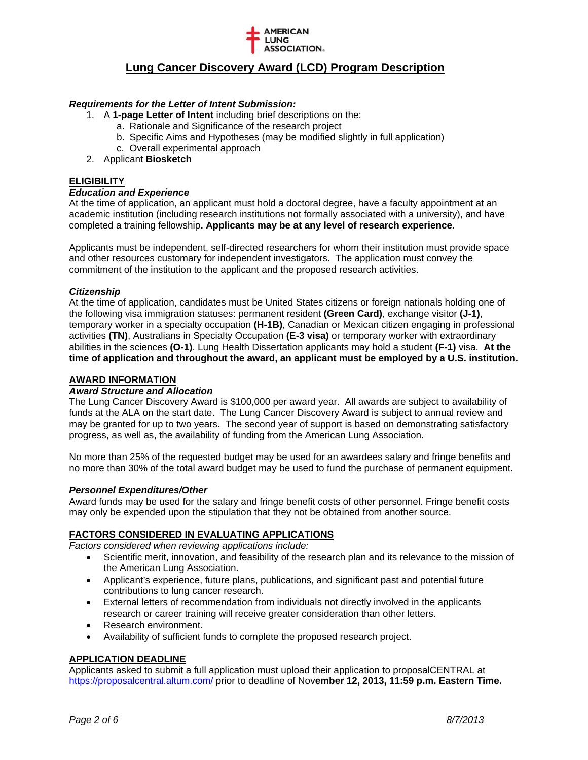# Lung Cancer Discovery Award (LCD) Program Description

***Requirements for the Letter of Intent Submission:***

1. A **1-page Letter of Intent** including brief descriptions on the:
   a. Rationale and Significance of the research project
   b. Specific Aims and Hypotheses (may be modified slightly in full application)
   c. Overall experimental approach
2. Applicant **Biosketch**

## ELIGIBILITY

***Education and Experience***

At the time of application, an applicant must hold a doctoral degree, have a faculty appointment at an academic institution (including research institutions not formally associated with a university), and have completed a training fellowship**. Applicants may be at any level of research experience.**

Applicants must be independent, self-directed researchers for whom their institution must provide space and other resources customary for independent investigators. The application must convey the commitment of the institution to the applicant and the proposed research activities.

***Citizenship***

At the time of application, candidates must be United States citizens or foreign nationals holding one of the following visa immigration statuses: permanent resident **(Green Card)**, exchange visitor **(J-1)**, temporary worker in a specialty occupation **(H-1B)**, Canadian or Mexican citizen engaging in professional activities **(TN)**, Australians in Specialty Occupation **(E-3 visa)** or temporary worker with extraordinary abilities in the sciences **(O-1)**. Lung Health Dissertation applicants may hold a student **(F-1)** visa. **At the time of application and throughout the award, an applicant must be employed by a U.S. institution.**

## AWARD INFORMATION

***Award Structure and Allocation***

The Lung Cancer Discovery Award is $100,000 per award year. All awards are subject to availability of funds at the ALA on the start date. The Lung Cancer Discovery Award is subject to annual review and may be granted for up to two years. The second year of support is based on demonstrating satisfactory progress, as well as, the availability of funding from the American Lung Association.

No more than 25% of the requested budget may be used for an awardees salary and fringe benefits and no more than 30% of the total award budget may be used to fund the purchase of permanent equipment.

***Personnel Expenditures/Other***

Award funds may be used for the salary and fringe benefit costs of other personnel. Fringe benefit costs may only be expended upon the stipulation that they not be obtained from another source.

## FACTORS CONSIDERED IN EVALUATING APPLICATIONS

*Factors considered when reviewing applications include:*

- Scientific merit, innovation, and feasibility of the research plan and its relevance to the mission of the American Lung Association.
- Applicant's experience, future plans, publications, and significant past and potential future contributions to lung cancer research.
- External letters of recommendation from individuals not directly involved in the applicants research or career training will receive greater consideration than other letters.
- Research environment.
- Availability of sufficient funds to complete the proposed research project.

## APPLICATION DEADLINE

Applicants asked to submit a full application must upload their application to proposalCENTRAL at https://proposalcentral.altum.com/ prior to deadline of Nov**ember 12, 2013, 11:59 p.m. Eastern Time.**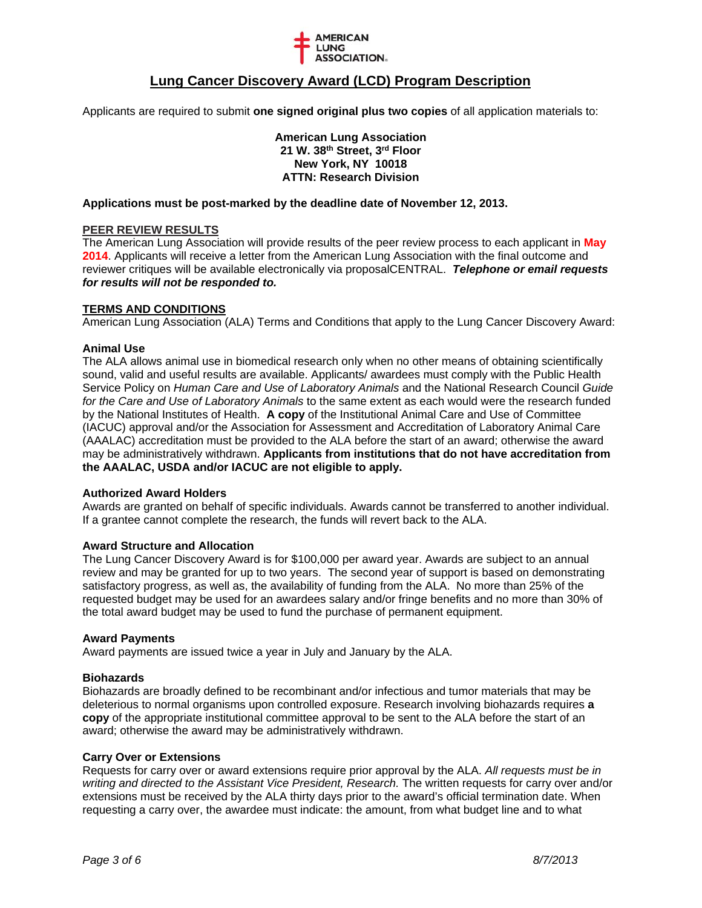AMERICAN LUNG ASSOCIATION

# Lung Cancer Discovery Award (LCD) Program Description

Applicants are required to submit **one signed original plus two copies** of all application materials to:

**American Lung Association**
**21 W. 38th Street, 3rd Floor**
**New York, NY 10018**
**ATTN: Research Division**

**Applications must be post-marked by the deadline date of November 12, 2013.**

## PEER REVIEW RESULTS

The American Lung Association will provide results of the peer review process to each applicant in **May 2014**. Applicants will receive a letter from the American Lung Association with the final outcome and reviewer critiques will be available electronically via proposalCENTRAL. ***Telephone or email requests for results will not be responded to.***

## TERMS AND CONDITIONS

American Lung Association (ALA) Terms and Conditions that apply to the Lung Cancer Discovery Award:

### Animal Use

The ALA allows animal use in biomedical research only when no other means of obtaining scientifically sound, valid and useful results are available. Applicants/ awardees must comply with the Public Health Service Policy on *Human Care and Use of Laboratory Animals* and the National Research Council *Guide for the Care and Use of Laboratory Animals* to the same extent as each would were the research funded by the National Institutes of Health. **A copy** of the Institutional Animal Care and Use of Committee (IACUC) approval and/or the Association for Assessment and Accreditation of Laboratory Animal Care (AAALAC) accreditation must be provided to the ALA before the start of an award; otherwise the award may be administratively withdrawn. **Applicants from institutions that do not have accreditation from the AAALAC, USDA and/or IACUC are not eligible to apply.**

### Authorized Award Holders

Awards are granted on behalf of specific individuals. Awards cannot be transferred to another individual. If a grantee cannot complete the research, the funds will revert back to the ALA.

### Award Structure and Allocation

The Lung Cancer Discovery Award is for $100,000 per award year. Awards are subject to an annual review and may be granted for up to two years. The second year of support is based on demonstrating satisfactory progress, as well as, the availability of funding from the ALA. No more than 25% of the requested budget may be used for an awardees salary and/or fringe benefits and no more than 30% of the total award budget may be used to fund the purchase of permanent equipment.

### Award Payments

Award payments are issued twice a year in July and January by the ALA.

### Biohazards

Biohazards are broadly defined to be recombinant and/or infectious and tumor materials that may be deleterious to normal organisms upon controlled exposure. Research involving biohazards requires **a copy** of the appropriate institutional committee approval to be sent to the ALA before the start of an award; otherwise the award may be administratively withdrawn.

### Carry Over or Extensions

Requests for carry over or award extensions require prior approval by the ALA. *All requests must be in writing and directed to the Assistant Vice President, Research.* The written requests for carry over and/or extensions must be received by the ALA thirty days prior to the award's official termination date. When requesting a carry over, the awardee must indicate: the amount, from what budget line and to what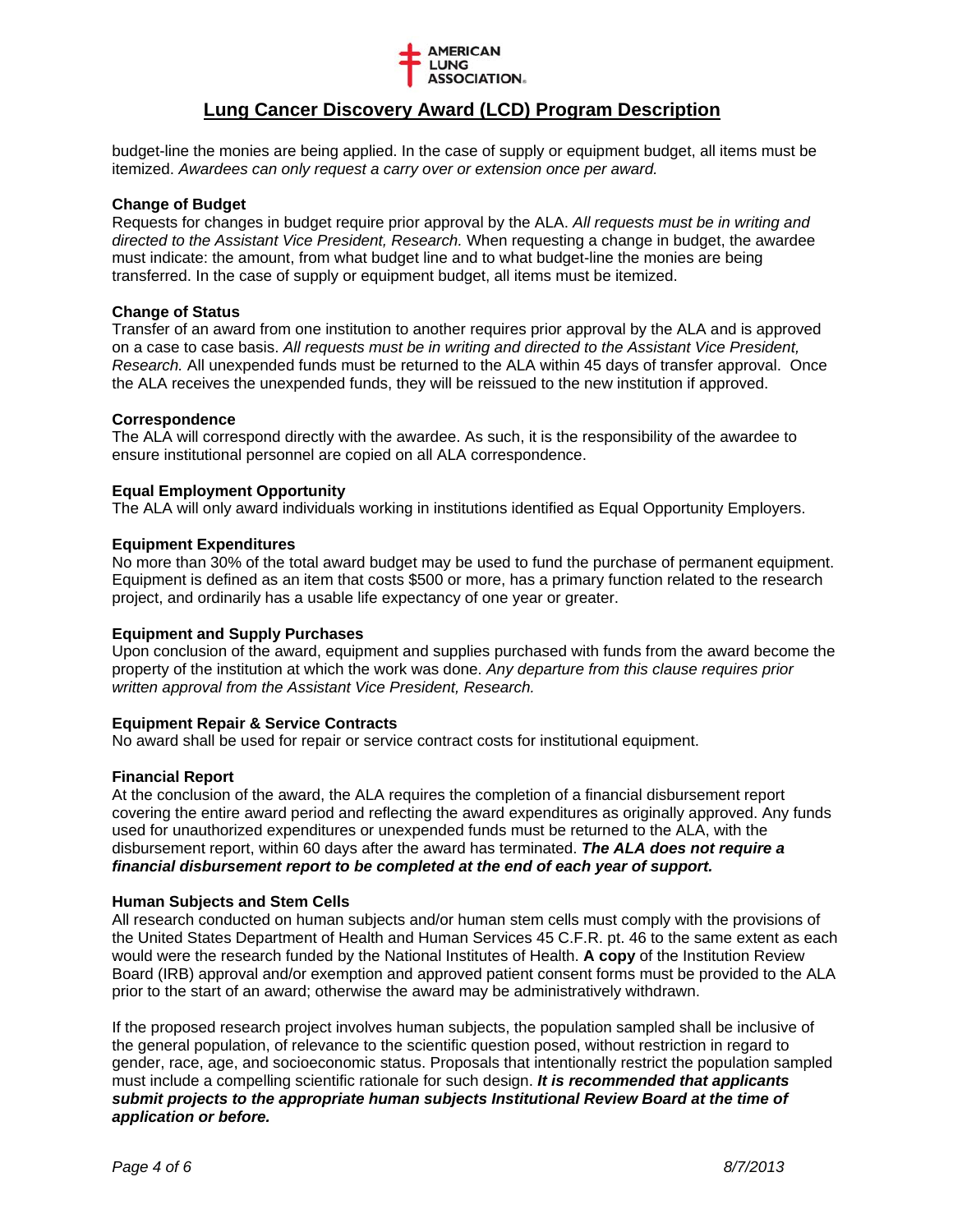budget-line the monies are being applied. In the case of supply or equipment budget, all items must be itemized. *Awardees can only request a carry over or extension once per award.*

**Change of Budget**

Requests for changes in budget require prior approval by the ALA. *All requests must be in writing and directed to the Assistant Vice President, Research.* When requesting a change in budget, the awardee must indicate: the amount, from what budget line and to what budget-line the monies are being transferred. In the case of supply or equipment budget, all items must be itemized.

**Change of Status**

Transfer of an award from one institution to another requires prior approval by the ALA and is approved on a case to case basis. *All requests must be in writing and directed to the Assistant Vice President, Research.* All unexpended funds must be returned to the ALA within 45 days of transfer approval. Once the ALA receives the unexpended funds, they will be reissued to the new institution if approved.

**Correspondence**

The ALA will correspond directly with the awardee. As such, it is the responsibility of the awardee to ensure institutional personnel are copied on all ALA correspondence.

**Equal Employment Opportunity**

The ALA will only award individuals working in institutions identified as Equal Opportunity Employers.

**Equipment Expenditures**

No more than 30% of the total award budget may be used to fund the purchase of permanent equipment. Equipment is defined as an item that costs $500 or more, has a primary function related to the research project, and ordinarily has a usable life expectancy of one year or greater.

**Equipment and Supply Purchases**

Upon conclusion of the award, equipment and supplies purchased with funds from the award become the property of the institution at which the work was done. *Any departure from this clause requires prior written approval from the Assistant Vice President, Research.*

**Equipment Repair & Service Contracts**

No award shall be used for repair or service contract costs for institutional equipment.

**Financial Report**

At the conclusion of the award, the ALA requires the completion of a financial disbursement report covering the entire award period and reflecting the award expenditures as originally approved. Any funds used for unauthorized expenditures or unexpended funds must be returned to the ALA, with the disbursement report, within 60 days after the award has terminated. ***The ALA does not require a financial disbursement report to be completed at the end of each year of support.***

**Human Subjects and Stem Cells**

All research conducted on human subjects and/or human stem cells must comply with the provisions of the United States Department of Health and Human Services 45 C.F.R. pt. 46 to the same extent as each would were the research funded by the National Institutes of Health. **A copy** of the Institution Review Board (IRB) approval and/or exemption and approved patient consent forms must be provided to the ALA prior to the start of an award; otherwise the award may be administratively withdrawn.

If the proposed research project involves human subjects, the population sampled shall be inclusive of the general population, of relevance to the scientific question posed, without restriction in regard to gender, race, age, and socioeconomic status. Proposals that intentionally restrict the population sampled must include a compelling scientific rationale for such design. ***It is recommended that applicants submit projects to the appropriate human subjects Institutional Review Board at the time of application or before.***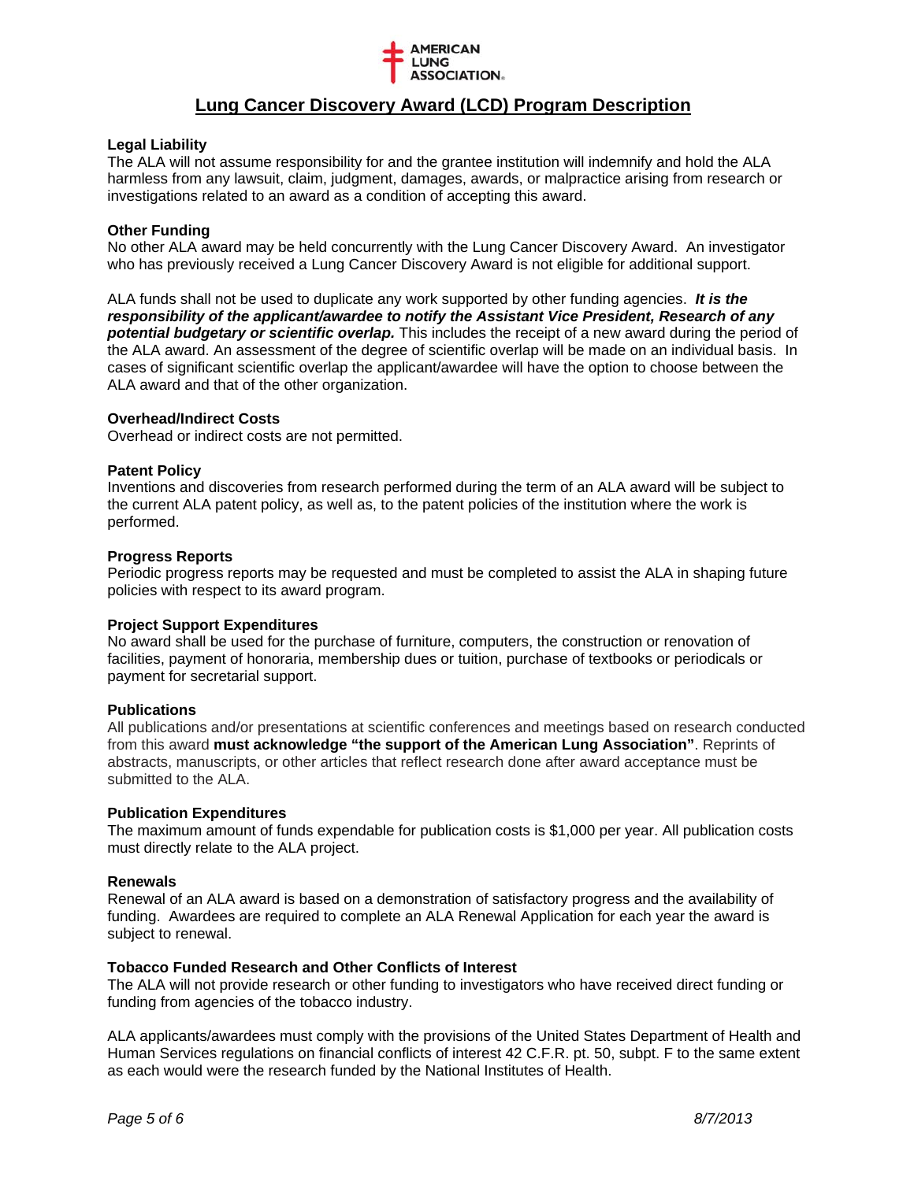## Lung Cancer Discovery Award (LCD) Program Description

**Legal Liability**
The ALA will not assume responsibility for and the grantee institution will indemnify and hold the ALA harmless from any lawsuit, claim, judgment, damages, awards, or malpractice arising from research or investigations related to an award as a condition of accepting this award.

**Other Funding**
No other ALA award may be held concurrently with the Lung Cancer Discovery Award. An investigator who has previously received a Lung Cancer Discovery Award is not eligible for additional support.

ALA funds shall not be used to duplicate any work supported by other funding agencies. ***It is the responsibility of the applicant/awardee to notify the Assistant Vice President, Research of any potential budgetary or scientific overlap.*** This includes the receipt of a new award during the period of the ALA award. An assessment of the degree of scientific overlap will be made on an individual basis. In cases of significant scientific overlap the applicant/awardee will have the option to choose between the ALA award and that of the other organization.

**Overhead/Indirect Costs**
Overhead or indirect costs are not permitted.

**Patent Policy**
Inventions and discoveries from research performed during the term of an ALA award will be subject to the current ALA patent policy, as well as, to the patent policies of the institution where the work is performed.

**Progress Reports**
Periodic progress reports may be requested and must be completed to assist the ALA in shaping future policies with respect to its award program.

**Project Support Expenditures**
No award shall be used for the purchase of furniture, computers, the construction or renovation of facilities, payment of honoraria, membership dues or tuition, purchase of textbooks or periodicals or payment for secretarial support.

**Publications**
All publications and/or presentations at scientific conferences and meetings based on research conducted from this award **must acknowledge "the support of the American Lung Association"**. Reprints of abstracts, manuscripts, or other articles that reflect research done after award acceptance must be submitted to the ALA.

**Publication Expenditures**
The maximum amount of funds expendable for publication costs is $1,000 per year. All publication costs must directly relate to the ALA project.

**Renewals**
Renewal of an ALA award is based on a demonstration of satisfactory progress and the availability of funding. Awardees are required to complete an ALA Renewal Application for each year the award is subject to renewal.

**Tobacco Funded Research and Other Conflicts of Interest**
The ALA will not provide research or other funding to investigators who have received direct funding or funding from agencies of the tobacco industry.

ALA applicants/awardees must comply with the provisions of the United States Department of Health and Human Services regulations on financial conflicts of interest 42 C.F.R. pt. 50, subpt. F to the same extent as each would were the research funded by the National Institutes of Health.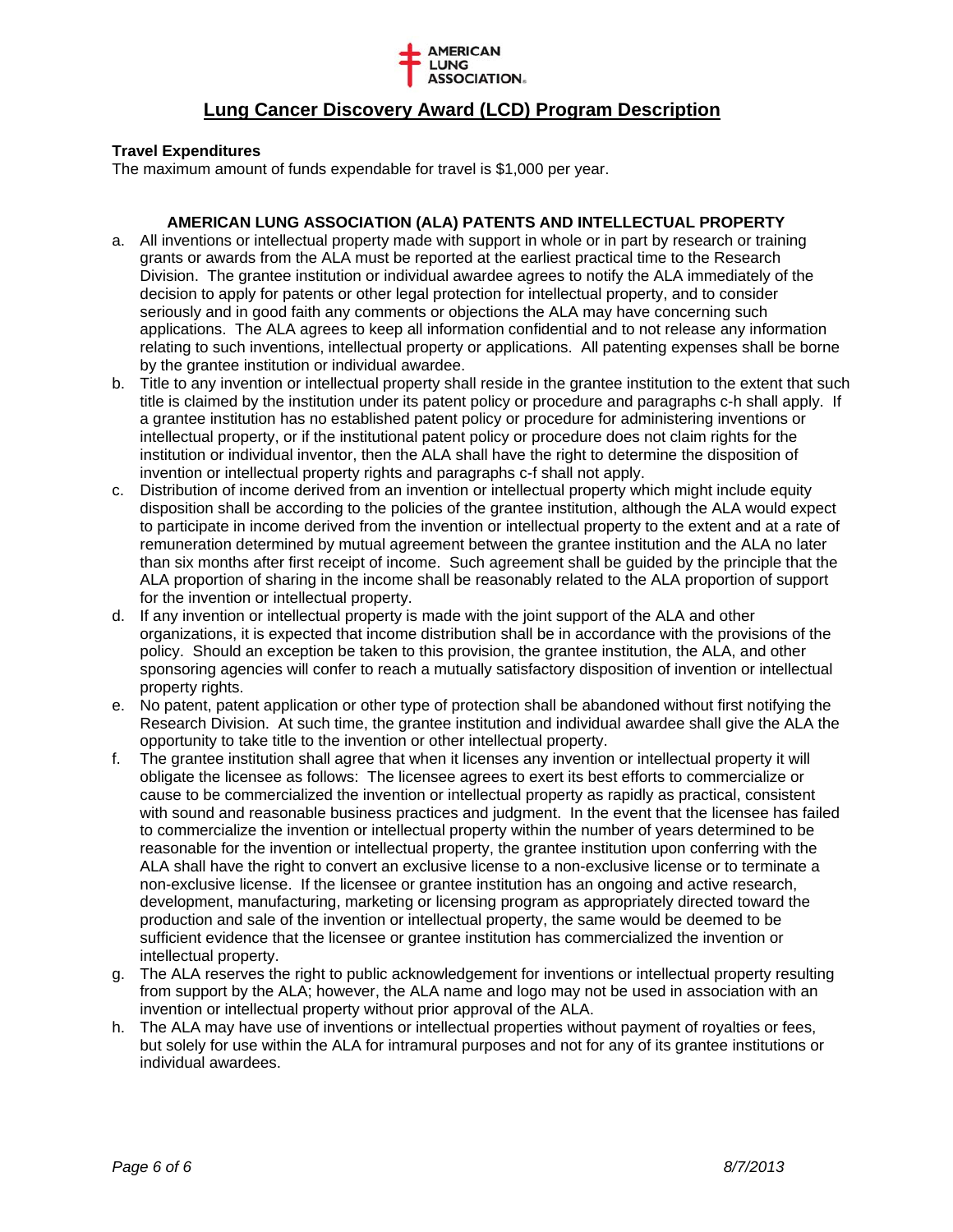# Lung Cancer Discovery Award (LCD) Program Description

**Travel Expenditures**

The maximum amount of funds expendable for travel is $1,000 per year.

## AMERICAN LUNG ASSOCIATION (ALA) PATENTS AND INTELLECTUAL PROPERTY

a. All inventions or intellectual property made with support in whole or in part by research or training grants or awards from the ALA must be reported at the earliest practical time to the Research Division. The grantee institution or individual awardee agrees to notify the ALA immediately of the decision to apply for patents or other legal protection for intellectual property, and to consider seriously and in good faith any comments or objections the ALA may have concerning such applications. The ALA agrees to keep all information confidential and to not release any information relating to such inventions, intellectual property or applications. All patenting expenses shall be borne by the grantee institution or individual awardee.

b. Title to any invention or intellectual property shall reside in the grantee institution to the extent that such title is claimed by the institution under its patent policy or procedure and paragraphs c-h shall apply. If a grantee institution has no established patent policy or procedure for administering inventions or intellectual property, or if the institutional patent policy or procedure does not claim rights for the institution or individual inventor, then the ALA shall have the right to determine the disposition of invention or intellectual property rights and paragraphs c-f shall not apply.

c. Distribution of income derived from an invention or intellectual property which might include equity disposition shall be according to the policies of the grantee institution, although the ALA would expect to participate in income derived from the invention or intellectual property to the extent and at a rate of remuneration determined by mutual agreement between the grantee institution and the ALA no later than six months after first receipt of income. Such agreement shall be guided by the principle that the ALA proportion of sharing in the income shall be reasonably related to the ALA proportion of support for the invention or intellectual property.

d. If any invention or intellectual property is made with the joint support of the ALA and other organizations, it is expected that income distribution shall be in accordance with the provisions of the policy. Should an exception be taken to this provision, the grantee institution, the ALA, and other sponsoring agencies will confer to reach a mutually satisfactory disposition of invention or intellectual property rights.

e. No patent, patent application or other type of protection shall be abandoned without first notifying the Research Division. At such time, the grantee institution and individual awardee shall give the ALA the opportunity to take title to the invention or other intellectual property.

f. The grantee institution shall agree that when it licenses any invention or intellectual property it will obligate the licensee as follows: The licensee agrees to exert its best efforts to commercialize or cause to be commercialized the invention or intellectual property as rapidly as practical, consistent with sound and reasonable business practices and judgment. In the event that the licensee has failed to commercialize the invention or intellectual property within the number of years determined to be reasonable for the invention or intellectual property, the grantee institution upon conferring with the ALA shall have the right to convert an exclusive license to a non-exclusive license or to terminate a non-exclusive license. If the licensee or grantee institution has an ongoing and active research, development, manufacturing, marketing or licensing program as appropriately directed toward the production and sale of the invention or intellectual property, the same would be deemed to be sufficient evidence that the licensee or grantee institution has commercialized the invention or intellectual property.

g. The ALA reserves the right to public acknowledgement for inventions or intellectual property resulting from support by the ALA; however, the ALA name and logo may not be used in association with an invention or intellectual property without prior approval of the ALA.

h. The ALA may have use of inventions or intellectual properties without payment of royalties or fees, but solely for use within the ALA for intramural purposes and not for any of its grantee institutions or individual awardees.